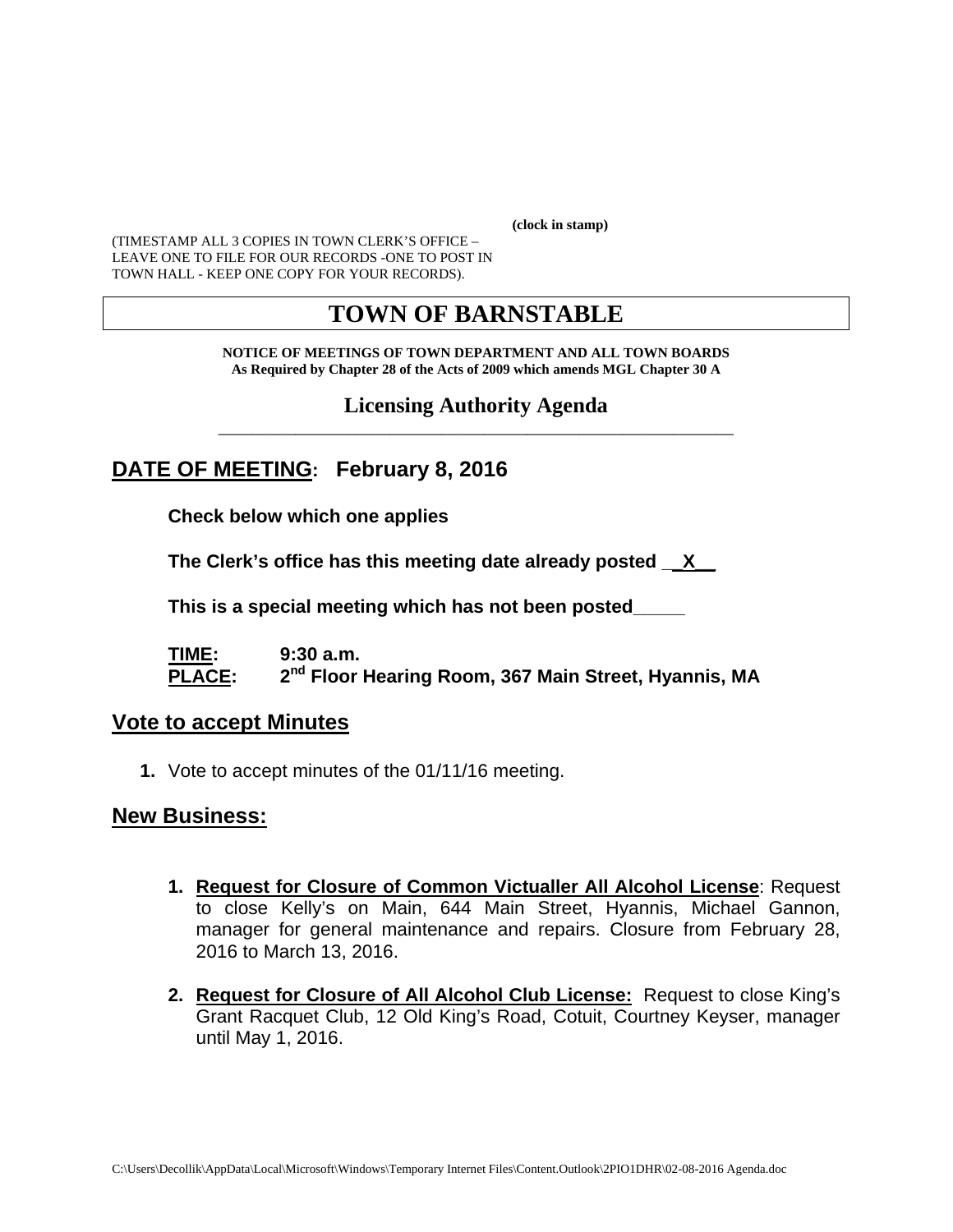**(clock in stamp)**

(TIMESTAMP ALL 3 COPIES IN TOWN CLERK'S OFFICE – LEAVE ONE TO FILE FOR OUR RECORDS -ONE TO POST IN TOWN HALL - KEEP ONE COPY FOR YOUR RECORDS).

# TOWN OF BARNSTABLE

**NOTICE OF MEETINGS OF TOWN DEPARTMENT AND ALL TOWN BOARDS**
**As Required by Chapter 28 of the Acts of 2009 which amends MGL Chapter 30 A**

## Licensing Authority Agenda

## DATE OF MEETING: February 8, 2016

**Check below which one applies**

**The Clerk's office has this meeting date already posted \_\_X\_\_**

**This is a special meeting which has not been posted\_\_\_\_\_**

**TIME:** 9:30 a.m.
**PLACE:** 2nd Floor Hearing Room, 367 Main Street, Hyannis, MA

## Vote to accept Minutes

1. Vote to accept minutes of the 01/11/16 meeting.

## New Business:

1. **Request for Closure of Common Victualler All Alcohol License**: Request to close Kelly's on Main, 644 Main Street, Hyannis, Michael Gannon, manager for general maintenance and repairs. Closure from February 28, 2016 to March 13, 2016.

2. **Request for Closure of All Alcohol Club License:** Request to close King's Grant Racquet Club, 12 Old King's Road, Cotuit, Courtney Keyser, manager until May 1, 2016.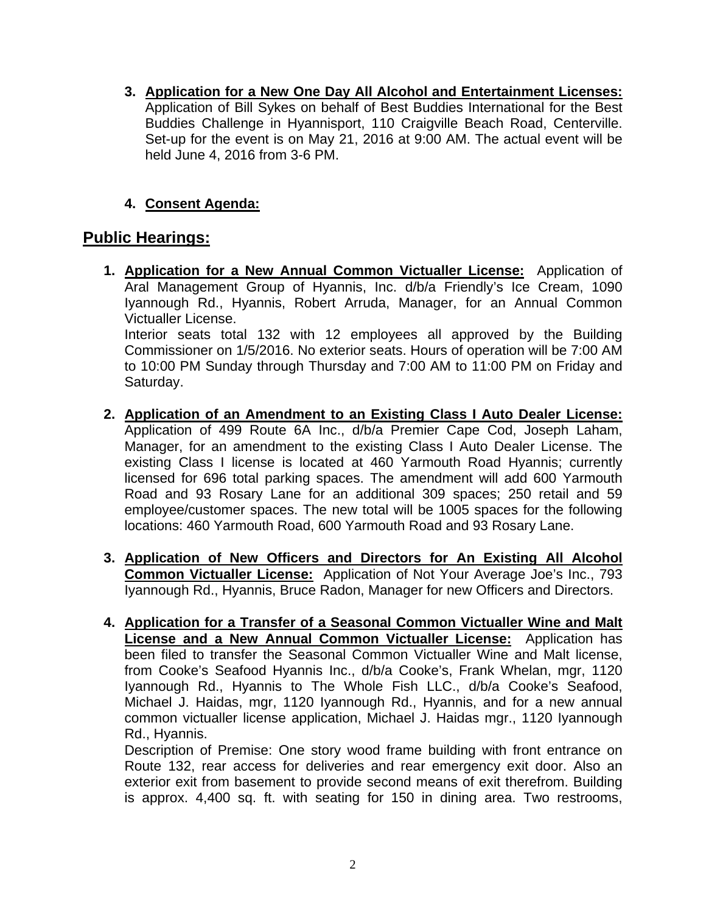3. **Application for a New One Day All Alcohol and Entertainment Licenses:** Application of Bill Sykes on behalf of Best Buddies International for the Best Buddies Challenge in Hyannisport, 110 Craigville Beach Road, Centerville. Set-up for the event is on May 21, 2016 at 9:00 AM. The actual event will be held June 4, 2016 from 3-6 PM.

4. **Consent Agenda:**

## Public Hearings:

1. **Application for a New Annual Common Victualler License:** Application of Aral Management Group of Hyannis, Inc. d/b/a Friendly's Ice Cream, 1090 Iyannough Rd., Hyannis, Robert Arruda, Manager, for an Annual Common Victualler License.
   Interior seats total 132 with 12 employees all approved by the Building Commissioner on 1/5/2016. No exterior seats. Hours of operation will be 7:00 AM to 10:00 PM Sunday through Thursday and 7:00 AM to 11:00 PM on Friday and Saturday.

2. **Application of an Amendment to an Existing Class I Auto Dealer License:** Application of 499 Route 6A Inc., d/b/a Premier Cape Cod, Joseph Laham, Manager, for an amendment to the existing Class I Auto Dealer License. The existing Class I license is located at 460 Yarmouth Road Hyannis; currently licensed for 696 total parking spaces. The amendment will add 600 Yarmouth Road and 93 Rosary Lane for an additional 309 spaces; 250 retail and 59 employee/customer spaces. The new total will be 1005 spaces for the following locations: 460 Yarmouth Road, 600 Yarmouth Road and 93 Rosary Lane.

3. **Application of New Officers and Directors for An Existing All Alcohol Common Victualler License:** Application of Not Your Average Joe's Inc., 793 Iyannough Rd., Hyannis, Bruce Radon, Manager for new Officers and Directors.

4. **Application for a Transfer of a Seasonal Common Victualler Wine and Malt License and a New Annual Common Victualler License:** Application has been filed to transfer the Seasonal Common Victualler Wine and Malt license, from Cooke's Seafood Hyannis Inc., d/b/a Cooke's, Frank Whelan, mgr, 1120 Iyannough Rd., Hyannis to The Whole Fish LLC., d/b/a Cooke's Seafood, Michael J. Haidas, mgr, 1120 Iyannough Rd., Hyannis, and for a new annual common victualler license application, Michael J. Haidas mgr., 1120 Iyannough Rd., Hyannis.
   Description of Premise: One story wood frame building with front entrance on Route 132, rear access for deliveries and rear emergency exit door. Also an exterior exit from basement to provide second means of exit therefrom. Building is approx. 4,400 sq. ft. with seating for 150 in dining area. Two restrooms,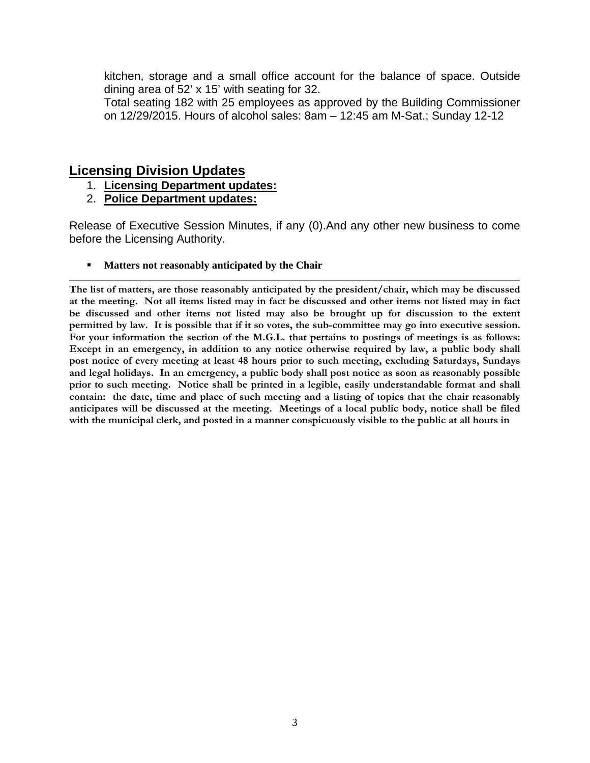kitchen, storage and a small office account for the balance of space. Outside dining area of 52' x 15' with seating for 32.

Total seating 182 with 25 employees as approved by the Building Commissioner on 12/29/2015. Hours of alcohol sales: 8am – 12:45 am M-Sat.; Sunday 12-12

## Licensing Division Updates

1. **Licensing Department updates:**
2. **Police Department updates:**

Release of Executive Session Minutes, if any (0).And any other new business to come before the Licensing Authority.

- **Matters not reasonably anticipated by the Chair**

---

**The list of matters, are those reasonably anticipated by the president/chair, which may be discussed at the meeting. Not all items listed may in fact be discussed and other items not listed may in fact be discussed and other items not listed may also be brought up for discussion to the extent permitted by law. It is possible that if it so votes, the sub-committee may go into executive session. For your information the section of the M.G.L. that pertains to postings of meetings is as follows: Except in an emergency, in addition to any notice otherwise required by law, a public body shall post notice of every meeting at least 48 hours prior to such meeting, excluding Saturdays, Sundays and legal holidays. In an emergency, a public body shall post notice as soon as reasonably possible prior to such meeting. Notice shall be printed in a legible, easily understandable format and shall contain: the date, time and place of such meeting and a listing of topics that the chair reasonably anticipates will be discussed at the meeting. Meetings of a local public body, notice shall be filed with the municipal clerk, and posted in a manner conspicuously visible to the public at all hours in**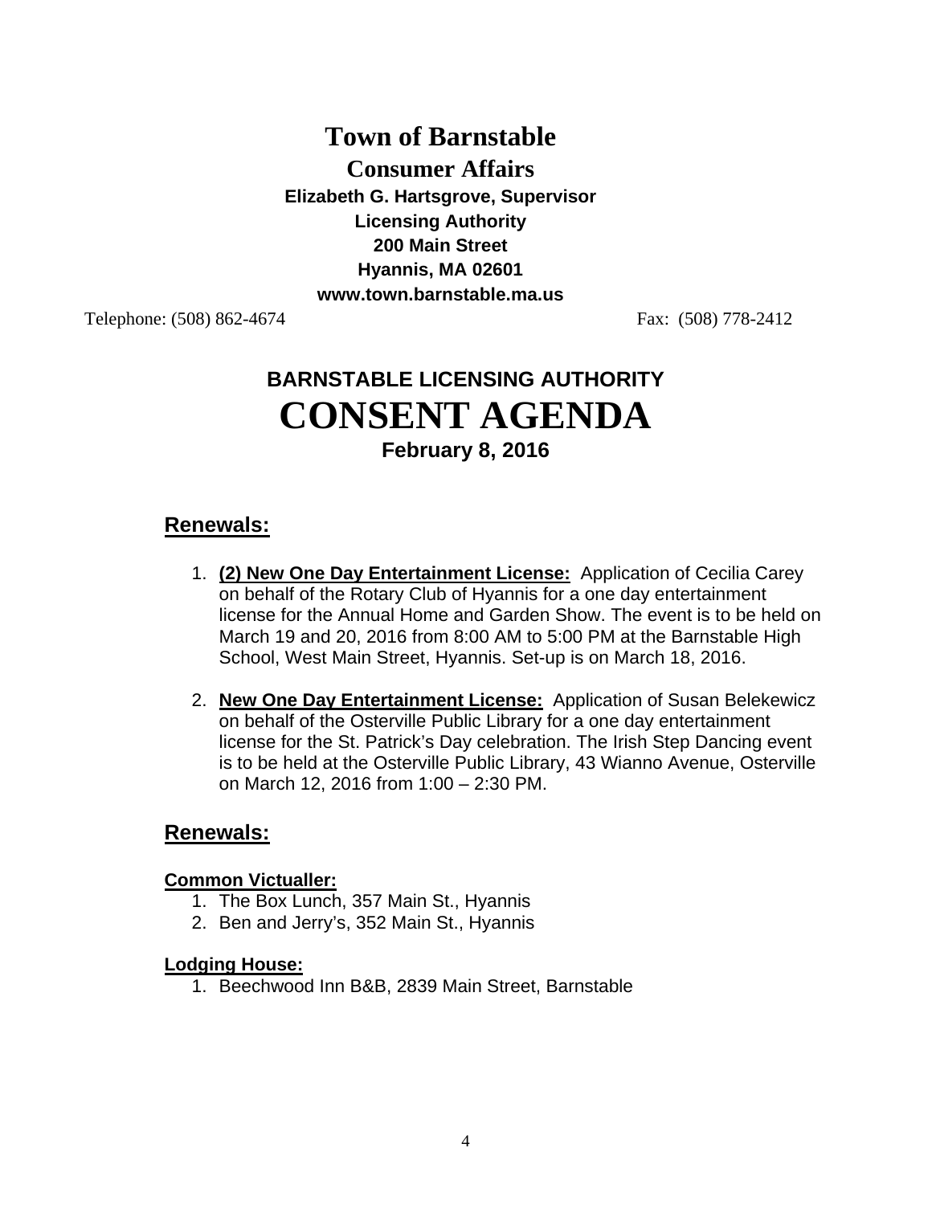# Town of Barnstable

## Consumer Affairs

**Elizabeth G. Hartsgrove, Supervisor**
**Licensing Authority**
**200 Main Street**
**Hyannis, MA 02601**
**www.town.barnstable.ma.us**

Telephone: (508) 862-4674 Fax: (508) 778-2412

## BARNSTABLE LICENSING AUTHORITY

# CONSENT AGENDA

**February 8, 2016**

## Renewals:

1. **(2) New One Day Entertainment License:** Application of Cecilia Carey on behalf of the Rotary Club of Hyannis for a one day entertainment license for the Annual Home and Garden Show. The event is to be held on March 19 and 20, 2016 from 8:00 AM to 5:00 PM at the Barnstable High School, West Main Street, Hyannis. Set-up is on March 18, 2016.

2. **New One Day Entertainment License:** Application of Susan Belekewicz on behalf of the Osterville Public Library for a one day entertainment license for the St. Patrick's Day celebration. The Irish Step Dancing event is to be held at the Osterville Public Library, 43 Wianno Avenue, Osterville on March 12, 2016 from 1:00 – 2:30 PM.

## Renewals:

**Common Victualler:**

1. The Box Lunch, 357 Main St., Hyannis
2. Ben and Jerry's, 352 Main St., Hyannis

**Lodging House:**

1. Beechwood Inn B&B, 2839 Main Street, Barnstable